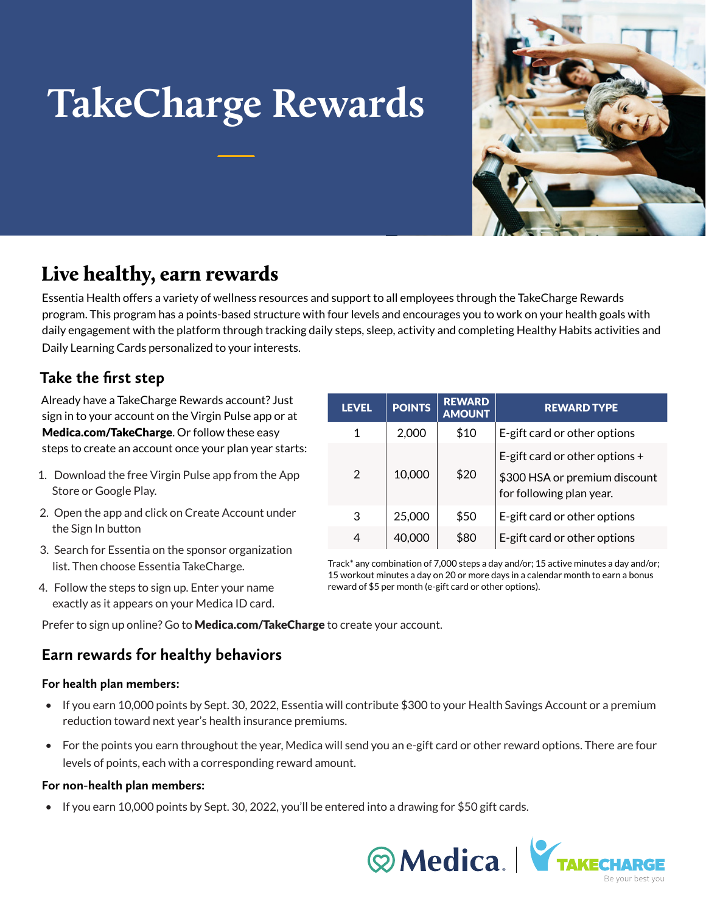# TakeCharge Rewards

## Live healthy, earn rewards

Essentia Health offers a variety of wellness resources and support to all employees through the TakeCharge Rewards program. This program has a points-based structure with four levels and encourages you to work on your health goals with daily engagement with the platform through tracking daily steps, sleep, activity and completing Healthy Habits activities and Daily Learning Cards personalized to your interests.

### Take the first step

Already have a TakeCharge Rewards account? Just sign in to your account on the Virgin Pulse app or at **Medica.com/TakeCharge**. Or follow these easy steps to create an account once your plan year starts:

1. Download the free Virgin Pulse app from the App Store or Google Play.
2. Open the app and click on Create Account under the Sign In button
3. Search for Essentia on the sponsor organization list. Then choose Essentia TakeCharge.
4. Follow the steps to sign up. Enter your name exactly as it appears on your Medica ID card.

| LEVEL | POINTS | REWARD AMOUNT | REWARD TYPE |
|---|---|---|---|
| 1 | 2,000 | $10 | E-gift card or other options |
| 2 | 10,000 | $20 | E-gift card or other options + $300 HSA or premium discount for following plan year. |
| 3 | 25,000 | $50 | E-gift card or other options |
| 4 | 40,000 | $80 | E-gift card or other options |

Track* any combination of 7,000 steps a day and/or; 15 active minutes a day and/or; 15 workout minutes a day on 20 or more days in a calendar month to earn a bonus reward of $5 per month (e-gift card or other options).

Prefer to sign up online? Go to **Medica.com/TakeCharge** to create your account.

### Earn rewards for healthy behaviors

**For health plan members:**

- If you earn 10,000 points by Sept. 30, 2022, Essentia will contribute $300 to your Health Savings Account or a premium reduction toward next year's health insurance premiums.
- For the points you earn throughout the year, Medica will send you an e-gift card or other reward options. There are four levels of points, each with a corresponding reward amount.

**For non-health plan members:**

- If you earn 10,000 points by Sept. 30, 2022, you'll be entered into a drawing for $50 gift cards.

Medica | TAKECHARGE Be your best you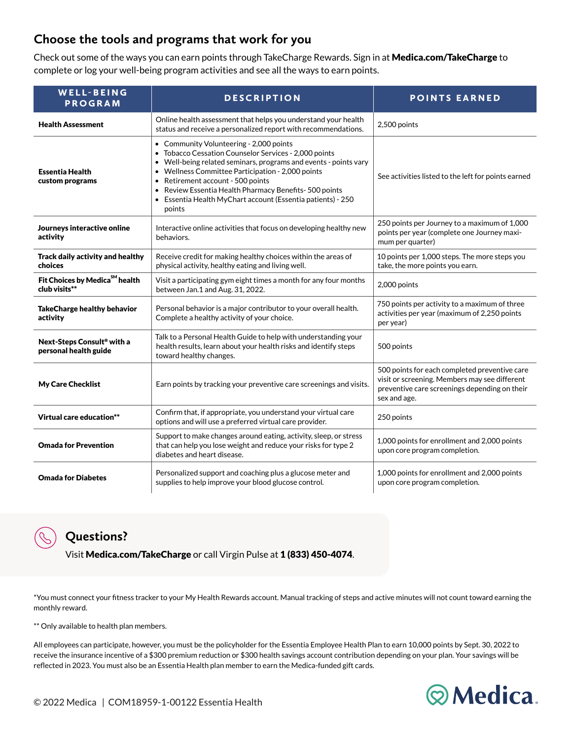## Choose the tools and programs that work for you

Check out some of the ways you can earn points through TakeCharge Rewards. Sign in at **Medica.com/TakeCharge** to complete or log your well-being program activities and see all the ways to earn points.

| WELL-BEING PROGRAM | DESCRIPTION | POINTS EARNED |
|---|---|---|
| **Health Assessment** | Online health assessment that helps you understand your health status and receive a personalized report with recommendations. | 2,500 points |
| **Essentia Health custom programs** | • Community Volunteering - 2,000 points<br>• Tobacco Cessation Counselor Services - 2,000 points<br>• Well-being related seminars, programs and events - points vary<br>• Wellness Committee Participation - 2,000 points<br>• Retirement account - 500 points<br>• Review Essentia Health Pharmacy Benefits- 500 points<br>• Essentia Health MyChart account (Essentia patients) - 250 points | See activities listed to the left for points earned |
| **Journeys interactive online activity** | Interactive online activities that focus on developing healthy new behaviors. | 250 points per Journey to a maximum of 1,000 points per year (complete one Journey maximum per quarter) |
| **Track daily activity and healthy choices** | Receive credit for making healthy choices within the areas of physical activity, healthy eating and living well. | 10 points per 1,000 steps. The more steps you take, the more points you earn. |
| **Fit Choices by Medica℠ health club visits**** | Visit a participating gym eight times a month for any four months between Jan.1 and Aug. 31, 2022. | 2,000 points |
| **TakeCharge healthy behavior activity** | Personal behavior is a major contributor to your overall health. Complete a healthy activity of your choice. | 750 points per activity to a maximum of three activities per year (maximum of 2,250 points per year) |
| **Next-Steps Consult® with a personal health guide** | Talk to a Personal Health Guide to help with understanding your health results, learn about your health risks and identify steps toward healthy changes. | 500 points |
| **My Care Checklist** | Earn points by tracking your preventive care screenings and visits. | 500 points for each completed preventive care visit or screening. Members may see different preventive care screenings depending on their sex and age. |
| **Virtual care education**** | Confirm that, if appropriate, you understand your virtual care options and will use a preferred virtual care provider. | 250 points |
| **Omada for Prevention** | Support to make changes around eating, activity, sleep, or stress that can help you lose weight and reduce your risks for type 2 diabetes and heart disease. | 1,000 points for enrollment and 2,000 points upon core program completion. |
| **Omada for Diabetes** | Personalized support and coaching plus a glucose meter and supplies to help improve your blood glucose control. | 1,000 points for enrollment and 2,000 points upon core program completion. |

### Questions?

Visit **Medica.com/TakeCharge** or call Virgin Pulse at **1 (833) 450-4074**.

*You must connect your fitness tracker to your My Health Rewards account. Manual tracking of steps and active minutes will not count toward earning the monthly reward.

** Only available to health plan members.

All employees can participate, however, you must be the policyholder for the Essentia Employee Health Plan to earn 10,000 points by Sept. 30, 2022 to receive the insurance incentive of a $300 premium reduction or $300 health savings account contribution depending on your plan. Your savings will be reflected in 2023. You must also be an Essentia Health plan member to earn the Medica-funded gift cards.

© 2022 Medica | COM18959-1-00122 Essentia Health

Medica